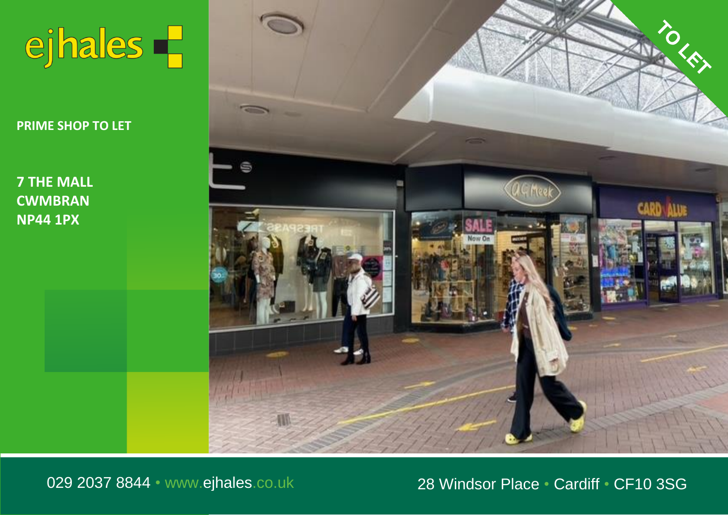ejhales

**PRIME SHOP TO LET**

**7 THE MALL**
**CWMBRAN**
**NP44 1PX**

TO LET

029 2037 8844 • www.ejhales.co.uk

28 Windsor Place • Cardiff • CF10 3SG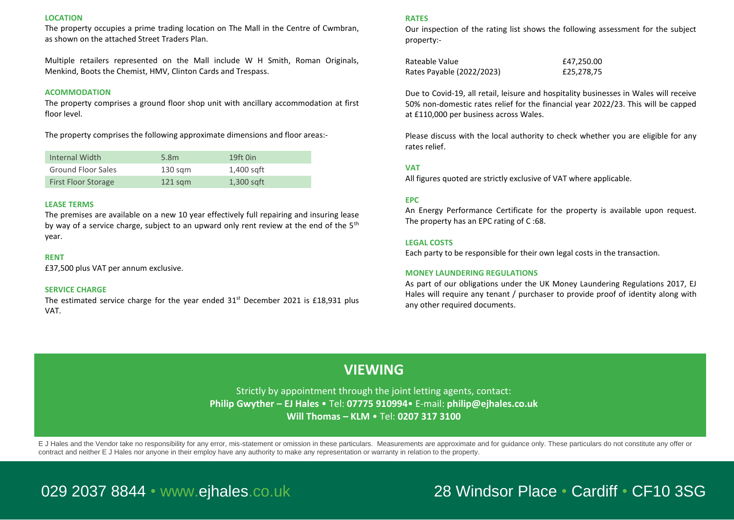## LOCATION

The property occupies a prime trading location on The Mall in the Centre of Cwmbran, as shown on the attached Street Traders Plan.

Multiple retailers represented on the Mall include W H Smith, Roman Originals, Menkind, Boots the Chemist, HMV, Clinton Cards and Trespass.

## ACOMMODATION

The property comprises a ground floor shop unit with ancillary accommodation at first floor level.

The property comprises the following approximate dimensions and floor areas:-

| | | |
|---|---|---|
| Internal Width | 5.8m | 19ft 0in |
| Ground Floor Sales | 130 sqm | 1,400 sqft |
| First Floor Storage | 121 sqm | 1,300 sqft |

## LEASE TERMS

The premises are available on a new 10 year effectively full repairing and insuring lease by way of a service charge, subject to an upward only rent review at the end of the 5th year.

## RENT

£37,500 plus VAT per annum exclusive.

## SERVICE CHARGE

The estimated service charge for the year ended 31st December 2021 is £18,931 plus VAT.

## RATES

Our inspection of the rating list shows the following assessment for the subject property:-

| | |
|---|---|
| Rateable Value | £47,250.00 |
| Rates Payable (2022/2023) | £25,278,75 |

Due to Covid-19, all retail, leisure and hospitality businesses in Wales will receive 50% non-domestic rates relief for the financial year 2022/23. This will be capped at £110,000 per business across Wales.

Please discuss with the local authority to check whether you are eligible for any rates relief.

## VAT

All figures quoted are strictly exclusive of VAT where applicable.

## EPC

An Energy Performance Certificate for the property is available upon request. The property has an EPC rating of C :68.

## LEGAL COSTS

Each party to be responsible for their own legal costs in the transaction.

## MONEY LAUNDERING REGULATIONS

As part of our obligations under the UK Money Laundering Regulations 2017, EJ Hales will require any tenant / purchaser to provide proof of identity along with any other required documents.

# VIEWING

Strictly by appointment through the joint letting agents, contact:

**Philip Gwyther – EJ Hales** • Tel: **07775 910994**• E-mail: **philip@ejhales.co.uk**

**Will Thomas – KLM** • Tel: **0207 317 3100**

E J Hales and the Vendor take no responsibility for any error, mis-statement or omission in these particulars. Measurements are approximate and for guidance only. These particulars do not constitute any offer or contract and neither E J Hales nor anyone in their employ have any authority to make any representation or warranty in relation to the property.

029 2037 8844 • www.ejhales.co.uk 28 Windsor Place • Cardiff • CF10 3SG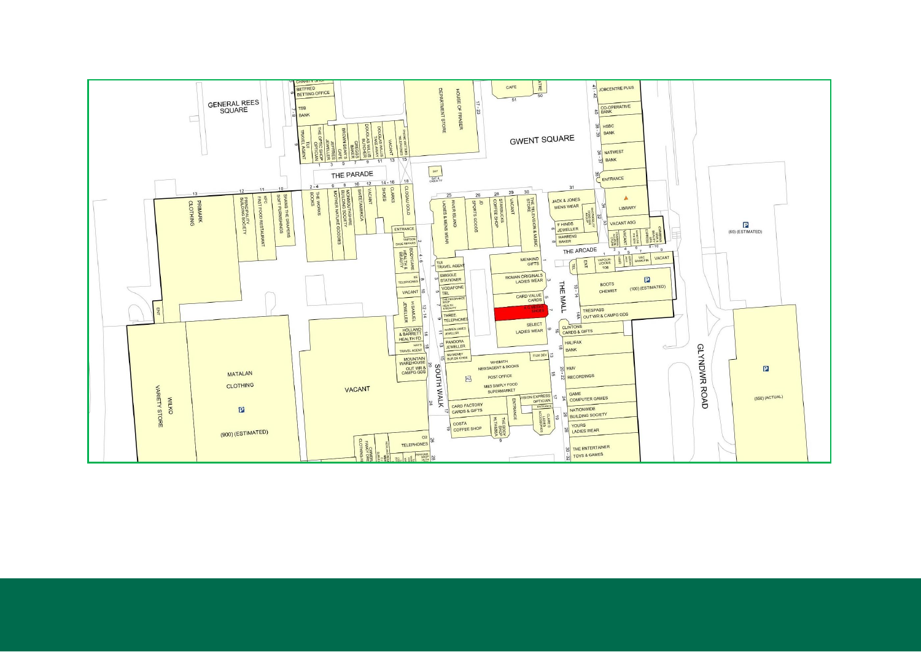GENERAL REES SQUARE

CHARITY SHOP
BETFRED BETTING OFFICE
TSB BANK
TUI TRAVEL AGENT
THE OPTIC SHOP OPTICIAN
JEFFREYS JEWELLER
BROWN BEAR'S CAFE
GREGGS BAKER
DOUGLAS WILLIS BUTCHER
DOUGLAS WILLIS TAKE AWAY
VACANT
PHONE MATTERS TELEPHONES

HOUSE OF FRASER DEPARTMENT STORE
17 - 23

CAFE
51
THEATRE
50

GWENT SQUARE

JOBCENTRE PLUS
41 - 42
CO-OPERATIVE BANK
40
HSBC BANK
38 - 39
NATWEST BANK
36 - 37
ENTRANCE
35
LIBRARY
34
VACANT ASG
33
32
31

THE PARADE
1 3 5 7 9 11 13 15
2 - 4 6 8 10 12 14 - 16 18
13 12 11 10

SKY SAT & CABLE TV

PRIMARK CLOTHING
PRINCIPALITY BUILDING SOCIETY
KFC FAST FOOD RESTAURANT
SHAWS THE DRAPERS SOFT FURNISHINGS
THE WORKS BOOKS
MONMOUTHSHIRE BUILDING SOCIETY
MOTHER NATURE GOODIES
SWEET AMERICA
VACANT
CLARKS SHOES
CLOGAU GOLD

ENTRANCE
TIMPSON SHOE REPAIRS
BODYCARE HEALTH & BEAUTY
EE TELEPHONES
VACANT
H SAMUEL JEWELLER
HOLLAND & BARRETT HEALTH FD
HAYS TRAVEL AGENT
MOUNTAIN WAREHOUSE OUT WR & CAMPG GDS
2 4 - 6 8 10 12 - 14 16 18 20

25 26 28 29 30
RIVER ISLAND LADIES & MENS WEAR
JD SPORTS GOODS
STARBUCKS COFFEE SHOP
VACANT
THE TELEVISION & MUSIC STORE

JACK & JONES MENS WEAR
H SAMUEL JEWELLER
F HINDS JEWELLER
WARRENS BAKER
6 8

THE ARCADE
1 2 3 4 5 6 7 8 - 10 9
TEL
ENT
VAPOURLICIOUS TOB
VAC BANK-FIN
VACANT

TUI TRAVEL AGENT
SMIGGLE STATIONER
VODAFONE TEL
THE FRAGRANCE SHOP HEALTH & BEAUTY
THREE TELEPHONES
WARREN JAMES JEWELLER
PANDORA JEWELLER
NU MONEY BUR DE CHGE
1 3 5 7 9 11 13 15 17 19

MENKIND GIFTS
ROMAN ORIGINALS LADIES WEAR
CARD VALUE CARDS
SELECT LADIES WEAR
1 3 5 7 9

THE MALL

BOOTS CHEMIST
(100) (ESTIMATED)
10 - 14
TRESPASS OUT WR & CAMPG GDS
14A
CLINTONS CARDS & GIFTS
16
HALIFAX BANK
18
HMV RECORDINGS
20 - 22
GAME COMPUTER GAMES
24
NATIONWIDE BUILDING SOCIETY
26
YOURS LADIES WEAR
28
THE ENTERTAINER TOYS & GAMES
30 - 32

SOUTH WALK

WHSMITH NEWSAGENT & BOOKS
POST OFFICE
M&S SIMPLY FOOD SUPERMARKET
FUJI DEV
VISION EXPRESS OPTICIAN
ENTRANCE
CLAIRE'S ACCESSORIES
CARD FACTORY CARDS & GIFTS
COSTA COFFEE SHOP
THE BODY SHOP HLTH&BEA
ENTRANCE
13 15 17 19
9

MATALAN CLOTHING
(900) (ESTIMATED)
WILKO VARIETY STORE
ENT
VACANT
O2 TELEPHONES
CWMBRAN FANCY DRESS CLOTHING HIRE
PERFUME SHOP HLTH & BEA
24 26 28

GLYNDWR ROAD

(60) (ESTIMATED)
(550) (ACTUAL)